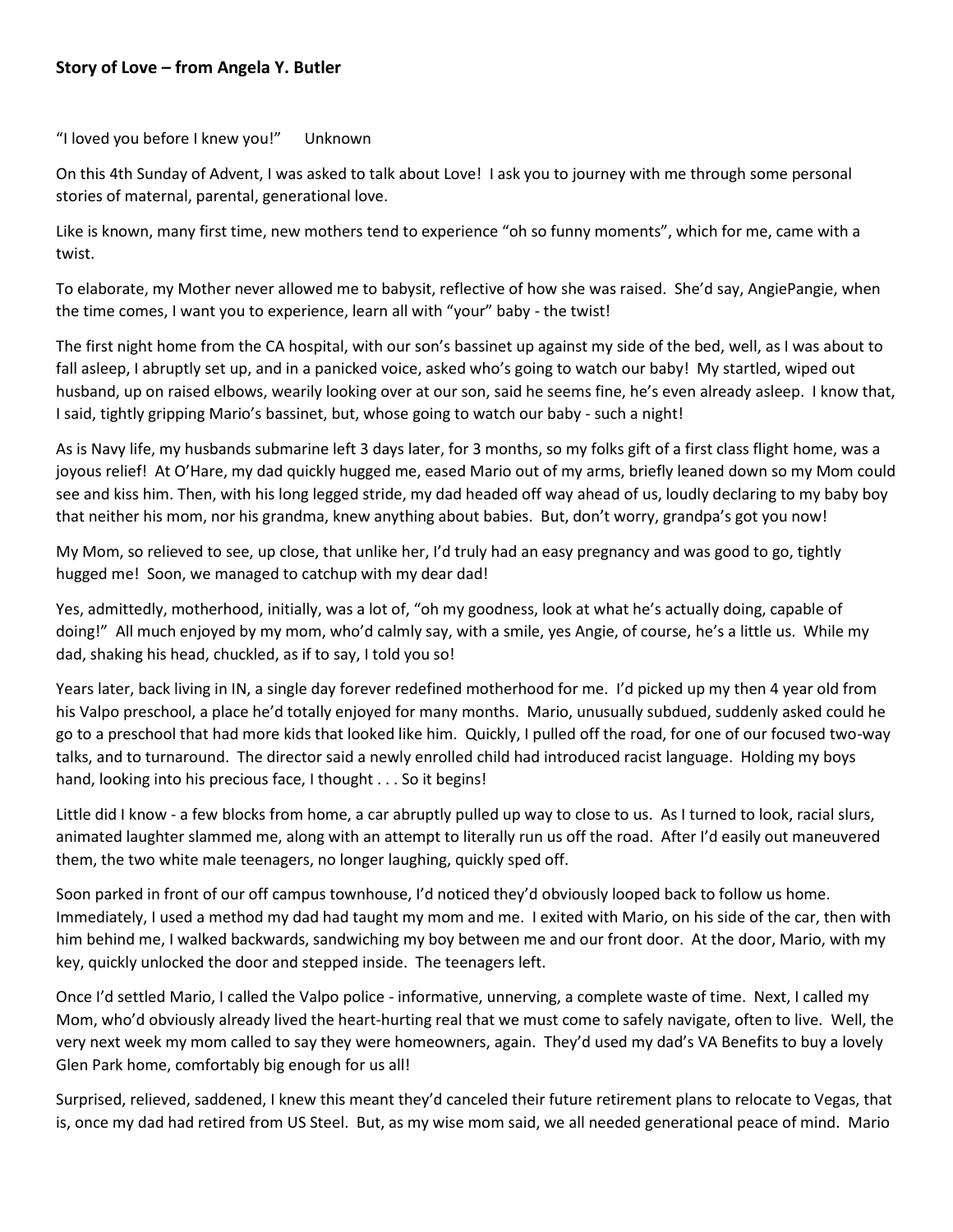**Story of Love – from Angela Y. Butler**

"I loved you before I knew you!"      Unknown

On this 4th Sunday of Advent, I was asked to talk about Love! I ask you to journey with me through some personal stories of maternal, parental, generational love.

Like is known, many first time, new mothers tend to experience "oh so funny moments", which for me, came with a twist.

To elaborate, my Mother never allowed me to babysit, reflective of how she was raised. She'd say, AngiePangie, when the time comes, I want you to experience, learn all with "your" baby - the twist!

The first night home from the CA hospital, with our son's bassinet up against my side of the bed, well, as I was about to fall asleep, I abruptly set up, and in a panicked voice, asked who's going to watch our baby! My startled, wiped out husband, up on raised elbows, wearily looking over at our son, said he seems fine, he's even already asleep. I know that, I said, tightly gripping Mario's bassinet, but, whose going to watch our baby - such a night!

As is Navy life, my husbands submarine left 3 days later, for 3 months, so my folks gift of a first class flight home, was a joyous relief! At O'Hare, my dad quickly hugged me, eased Mario out of my arms, briefly leaned down so my Mom could see and kiss him. Then, with his long legged stride, my dad headed off way ahead of us, loudly declaring to my baby boy that neither his mom, nor his grandma, knew anything about babies. But, don't worry, grandpa's got you now!

My Mom, so relieved to see, up close, that unlike her, I'd truly had an easy pregnancy and was good to go, tightly hugged me! Soon, we managed to catchup with my dear dad!

Yes, admittedly, motherhood, initially, was a lot of, "oh my goodness, look at what he's actually doing, capable of doing!" All much enjoyed by my mom, who'd calmly say, with a smile, yes Angie, of course, he's a little us. While my dad, shaking his head, chuckled, as if to say, I told you so!

Years later, back living in IN, a single day forever redefined motherhood for me. I'd picked up my then 4 year old from his Valpo preschool, a place he'd totally enjoyed for many months. Mario, unusually subdued, suddenly asked could he go to a preschool that had more kids that looked like him. Quickly, I pulled off the road, for one of our focused two-way talks, and to turnaround. The director said a newly enrolled child had introduced racist language. Holding my boys hand, looking into his precious face, I thought . . . So it begins!

Little did I know - a few blocks from home, a car abruptly pulled up way to close to us. As I turned to look, racial slurs, animated laughter slammed me, along with an attempt to literally run us off the road. After I'd easily out maneuvered them, the two white male teenagers, no longer laughing, quickly sped off.

Soon parked in front of our off campus townhouse, I'd noticed they'd obviously looped back to follow us home. Immediately, I used a method my dad had taught my mom and me. I exited with Mario, on his side of the car, then with him behind me, I walked backwards, sandwiching my boy between me and our front door. At the door, Mario, with my key, quickly unlocked the door and stepped inside. The teenagers left.

Once I'd settled Mario, I called the Valpo police - informative, unnerving, a complete waste of time. Next, I called my Mom, who'd obviously already lived the heart-hurting real that we must come to safely navigate, often to live. Well, the very next week my mom called to say they were homeowners, again. They'd used my dad's VA Benefits to buy a lovely Glen Park home, comfortably big enough for us all!

Surprised, relieved, saddened, I knew this meant they'd canceled their future retirement plans to relocate to Vegas, that is, once my dad had retired from US Steel. But, as my wise mom said, we all needed generational peace of mind. Mario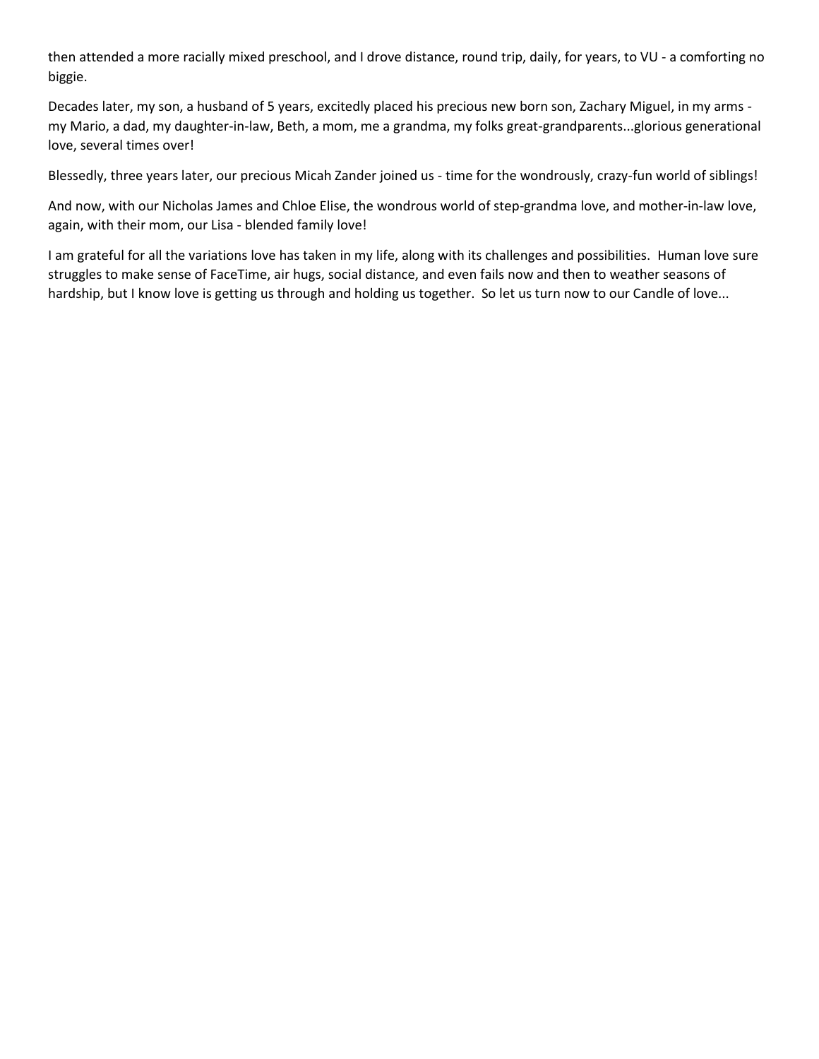then attended a more racially mixed preschool, and I drove distance, round trip, daily, for years, to VU - a comforting no biggie.

Decades later, my son, a husband of 5 years, excitedly placed his precious new born son, Zachary Miguel, in my arms - my Mario, a dad, my daughter-in-law, Beth, a mom, me a grandma, my folks great-grandparents...glorious generational love, several times over!

Blessedly, three years later, our precious Micah Zander joined us - time for the wondrously, crazy-fun world of siblings!

And now, with our Nicholas James and Chloe Elise, the wondrous world of step-grandma love, and mother-in-law love, again, with their mom, our Lisa - blended family love!

I am grateful for all the variations love has taken in my life, along with its challenges and possibilities. Human love sure struggles to make sense of FaceTime, air hugs, social distance, and even fails now and then to weather seasons of hardship, but I know love is getting us through and holding us together. So let us turn now to our Candle of love...